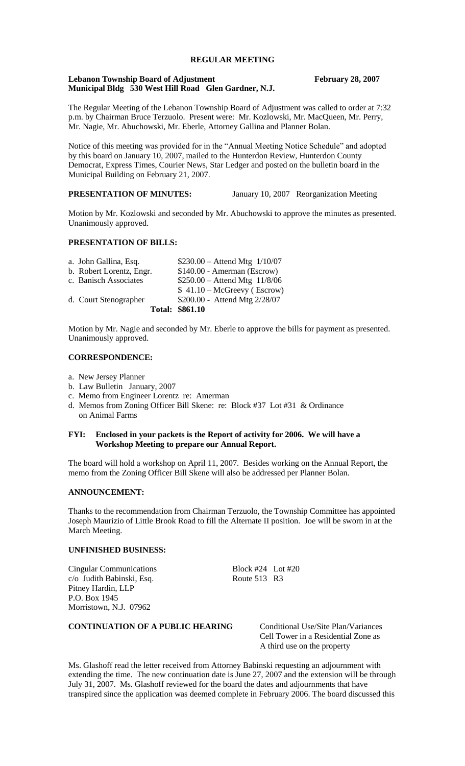# REGULAR MEETING

**Lebanon Township Board of Adjustment** **February 28, 2007**
**Municipal Bldg 530 West Hill Road Glen Gardner, N.J.**

The Regular Meeting of the Lebanon Township Board of Adjustment was called to order at 7:32 p.m. by Chairman Bruce Terzuolo. Present were: Mr. Kozlowski, Mr. MacQueen, Mr. Perry, Mr. Nagie, Mr. Abuchowski, Mr. Eberle, Attorney Gallina and Planner Bolan.

Notice of this meeting was provided for in the "Annual Meeting Notice Schedule" and adopted by this board on January 10, 2007, mailed to the Hunterdon Review, Hunterdon County Democrat, Express Times, Courier News, Star Ledger and posted on the bulletin board in the Municipal Building on February 21, 2007.

**PRESENTATION OF MINUTES:** January 10, 2007 Reorganization Meeting

Motion by Mr. Kozlowski and seconded by Mr. Abuchowski to approve the minutes as presented. Unanimously approved.

**PRESENTATION OF BILLS:**

| | |
|---|---|
| a. John Gallina, Esq. | $230.00 – Attend Mtg 1/10/07 |
| b. Robert Lorentz, Engr. | $140.00 - Amerman (Escrow) |
| c. Banisch Associates | $250.00 – Attend Mtg 11/8/06 |
| | $ 41.10 – McGreevy ( Escrow) |
| d. Court Stenographer | $200.00 - Attend Mtg 2/28/07 |
| **Total:** | **$861.10** |

Motion by Mr. Nagie and seconded by Mr. Eberle to approve the bills for payment as presented. Unanimously approved.

**CORRESPONDENCE:**

a. New Jersey Planner
b. Law Bulletin January, 2007
c. Memo from Engineer Lorentz re: Amerman
d. Memos from Zoning Officer Bill Skene: re: Block #37 Lot #31 & Ordinance on Animal Farms

**FYI: Enclosed in your packets is the Report of activity for 2006. We will have a Workshop Meeting to prepare our Annual Report.**

The board will hold a workshop on April 11, 2007. Besides working on the Annual Report, the memo from the Zoning Officer Bill Skene will also be addressed per Planner Bolan.

**ANNOUNCEMENT:**

Thanks to the recommendation from Chairman Terzuolo, the Township Committee has appointed Joseph Maurizio of Little Brook Road to fill the Alternate II position. Joe will be sworn in at the March Meeting.

**UNFINISHED BUSINESS:**

Cingular Communications Block #24 Lot #20
c/o Judith Babinski, Esq. Route 513 R3
Pitney Hardin, LLP
P.O. Box 1945
Morristown, N.J. 07962

**CONTINUATION OF A PUBLIC HEARING** Conditional Use/Site Plan/Variances Cell Tower in a Residential Zone as A third use on the property

Ms. Glashoff read the letter received from Attorney Babinski requesting an adjournment with extending the time. The new continuation date is June 27, 2007 and the extension will be through July 31, 2007. Ms. Glashoff reviewed for the board the dates and adjournments that have transpired since the application was deemed complete in February 2006. The board discussed this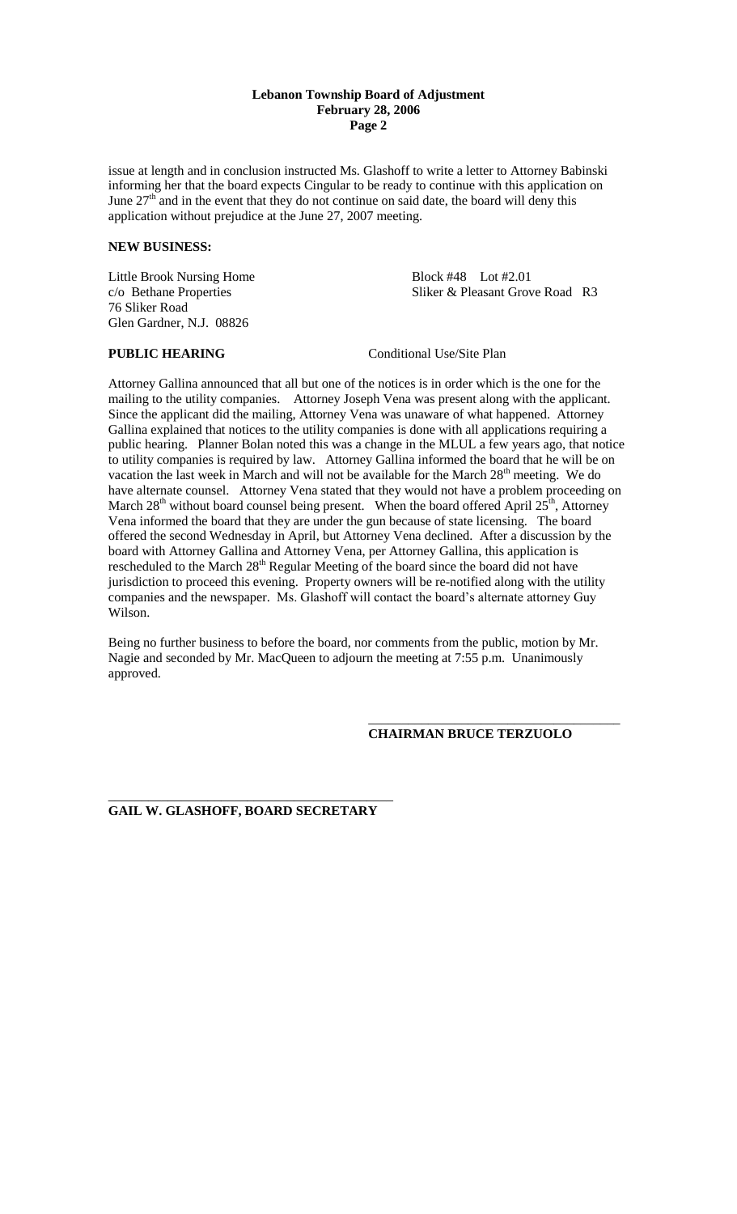issue at length and in conclusion instructed Ms. Glashoff to write a letter to Attorney Babinski informing her that the board expects Cingular to be ready to continue with this application on June 27th and in the event that they do not continue on said date, the board will deny this application without prejudice at the June 27, 2007 meeting.

**NEW BUSINESS:**

Little Brook Nursing Home
c/o Bethane Properties
76 Sliker Road
Glen Gardner, N.J. 08826

Block #48 Lot #2.01
Sliker & Pleasant Grove Road R3

**PUBLIC HEARING** Conditional Use/Site Plan

Attorney Gallina announced that all but one of the notices is in order which is the one for the mailing to the utility companies. Attorney Joseph Vena was present along with the applicant. Since the applicant did the mailing, Attorney Vena was unaware of what happened. Attorney Gallina explained that notices to the utility companies is done with all applications requiring a public hearing. Planner Bolan noted this was a change in the MLUL a few years ago, that notice to utility companies is required by law. Attorney Gallina informed the board that he will be on vacation the last week in March and will not be available for the March 28th meeting. We do have alternate counsel. Attorney Vena stated that they would not have a problem proceeding on March 28th without board counsel being present. When the board offered April 25th, Attorney Vena informed the board that they are under the gun because of state licensing. The board offered the second Wednesday in April, but Attorney Vena declined. After a discussion by the board with Attorney Gallina and Attorney Vena, per Attorney Gallina, this application is rescheduled to the March 28th Regular Meeting of the board since the board did not have jurisdiction to proceed this evening. Property owners will be re-notified along with the utility companies and the newspaper. Ms. Glashoff will contact the board's alternate attorney Guy Wilson.

Being no further business to before the board, nor comments from the public, motion by Mr. Nagie and seconded by Mr. MacQueen to adjourn the meeting at 7:55 p.m. Unanimously approved.

\_\_\_\_\_\_\_\_\_\_\_\_\_\_\_\_\_\_\_\_\_\_\_\_\_\_\_\_\_\_\_\_\_\_\_\_\_\_

**CHAIRMAN BRUCE TERZUOLO**

\_\_\_\_\_\_\_\_\_\_\_\_\_\_\_\_\_\_\_\_\_\_\_\_\_\_\_\_\_\_\_\_\_\_\_\_\_\_

**GAIL W. GLASHOFF, BOARD SECRETARY**